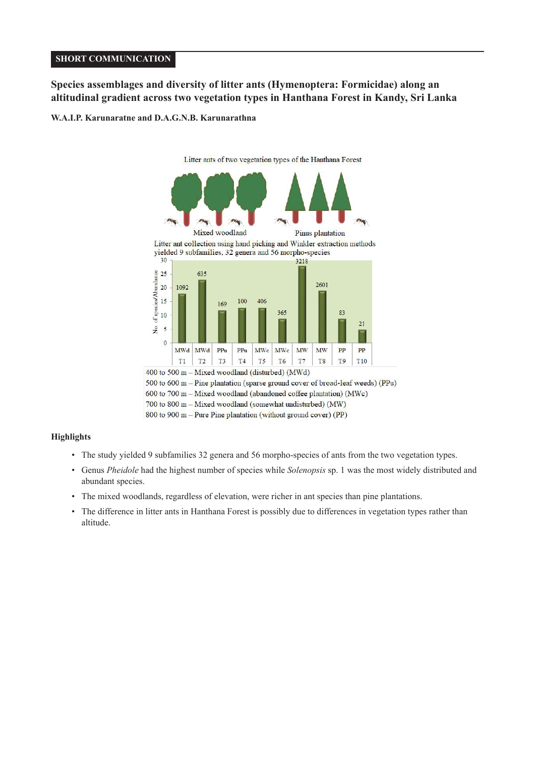SHORT COMMUNICATION

# Species assemblages and diversity of litter ants (Hymenoptera: Formicidae) along an altitudinal gradient across two vegetation types in Hanthana Forest in Kandy, Sri Lanka

**W.A.I.P. Karunaratne and D.A.G.N.B. Karunarathna**

Litter ants of two vegetation types of the Hanthana Forest

Mixed woodland — Pinus plantation

Litter ant collection using hand picking and Winkler extraction methods yielded 9 subfamilies, 32 genera and 56 morpho-species

| Transect | T1 | T2 | T3 | T4 | T5 | T6 | T7 | T8 | T9 | T10 |
|---|---|---|---|---|---|---|---|---|---|---|
| Vegetation | MWd | MWd | PPu | PPu | MWc | MWc | MW | MW | PP | PP |
| Abundance | 1092 | 635 | 169 | 100 | 406 | 365 | 3218 | 2601 | 83 | 21 |

400 to 500 m – Mixed woodland (disturbed) (MWd)
500 to 600 m – Pine plantation (sparse ground cover of broad-leaf weeds) (PPu)
600 to 700 m – Mixed woodland (abandoned coffee plantation) (MWc)
700 to 800 m – Mixed woodland (somewhat undisturbed) (MW)
800 to 900 m – Pure Pine plantation (without ground cover) (PP)

## Highlights

- The study yielded 9 subfamilies 32 genera and 56 morpho-species of ants from the two vegetation types.
- Genus *Pheidole* had the highest number of species while *Solenopsis* sp. 1 was the most widely distributed and abundant species.
- The mixed woodlands, regardless of elevation, were richer in ant species than pine plantations.
- The difference in litter ants in Hanthana Forest is possibly due to differences in vegetation types rather than altitude.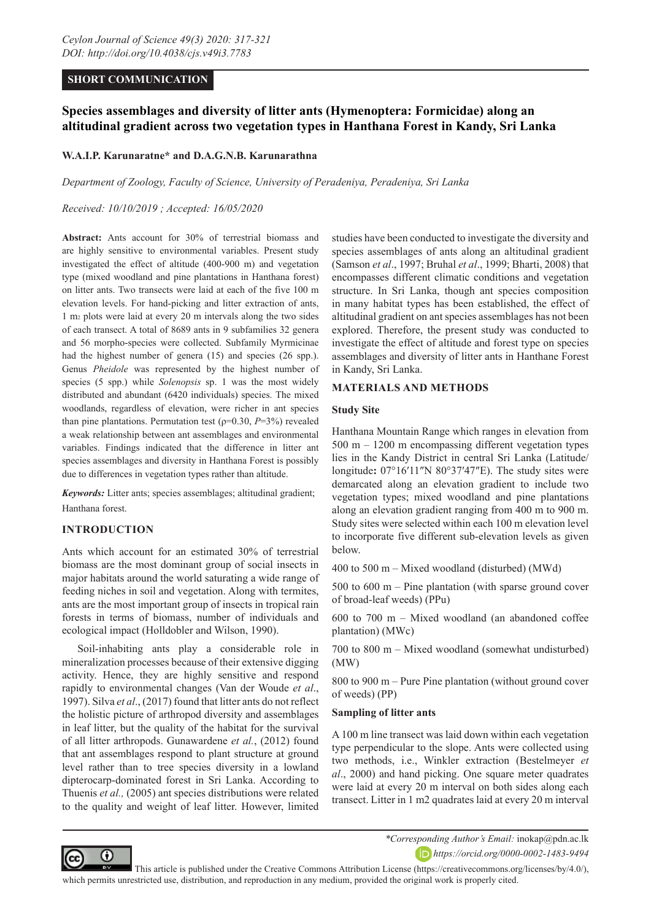## Species assemblages and diversity of litter ants (Hymenoptera: Formicidae) along an altitudinal gradient across two vegetation types in Hanthana Forest in Kandy, Sri Lanka

**W.A.I.P. Karunaratne\* and D.A.G.N.B. Karunarathna**

*Department of Zoology, Faculty of Science, University of Peradeniya, Peradeniya, Sri Lanka*

*Received: 10/10/2019 ; Accepted: 16/05/2020*

**Abstract:** Ants account for 30% of terrestrial biomass and are highly sensitive to environmental variables. Present study investigated the effect of altitude (400-900 m) and vegetation type (mixed woodland and pine plantations in Hanthana forest) on litter ants. Two transects were laid at each of the five 100 m elevation levels. For hand-picking and litter extraction of ants, 1 $m_2$ plots were laid at every 20 m intervals along the two sides of each transect. A total of 8689 ants in 9 subfamilies 32 genera and 56 morpho-species were collected. Subfamily Myrmicinae had the highest number of genera (15) and species (26 spp.). Genus *Pheidole* was represented by the highest number of species (5 spp.) while *Solenopsis* sp. 1 was the most widely distributed and abundant (6420 individuals) species. The mixed woodlands, regardless of elevation, were richer in ant species than pine plantations. Permutation test (ρ=0.30, *P*=3%) revealed a weak relationship between ant assemblages and environmental variables. Findings indicated that the difference in litter ant species assemblages and diversity in Hanthana Forest is possibly due to differences in vegetation types rather than altitude.

***Keywords:*** Litter ants; species assemblages; altitudinal gradient; Hanthana forest.

### INTRODUCTION

Ants which account for an estimated 30% of terrestrial biomass are the most dominant group of social insects in major habitats around the world saturating a wide range of feeding niches in soil and vegetation. Along with termites, ants are the most important group of insects in tropical rain forests in terms of biomass, number of individuals and ecological impact (Holldobler and Wilson, 1990).

Soil-inhabiting ants play a considerable role in mineralization processes because of their extensive digging activity. Hence, they are highly sensitive and respond rapidly to environmental changes (Van der Woude *et al*., 1997). Silva *et al*., (2017) found that litter ants do not reflect the holistic picture of arthropod diversity and assemblages in leaf litter, but the quality of the habitat for the survival of all litter arthropods. Gunawardene *et al.*, (2012) found that ant assemblages respond to plant structure at ground level rather than to tree species diversity in a lowland dipterocarp-dominated forest in Sri Lanka. According to Thuenis *et al.,* (2005) ant species distributions were related to the quality and weight of leaf litter. However, limited studies have been conducted to investigate the diversity and species assemblages of ants along an altitudinal gradient (Samson *et al*., 1997; Bruhal *et al*., 1999; Bharti, 2008) that encompasses different climatic conditions and vegetation structure. In Sri Lanka, though ant species composition in many habitat types has been established, the effect of altitudinal gradient on ant species assemblages has not been explored. Therefore, the present study was conducted to investigate the effect of altitude and forest type on species assemblages and diversity of litter ants in Hanthane Forest in Kandy, Sri Lanka.

### MATERIALS AND METHODS

#### Study Site

Hanthana Mountain Range which ranges in elevation from 500 m – 1200 m encompassing different vegetation types lies in the Kandy District in central Sri Lanka (Latitude/longitude**:** 07°16′11″N 80°37′47″E). The study sites were demarcated along an elevation gradient to include two vegetation types; mixed woodland and pine plantations along an elevation gradient ranging from 400 m to 900 m. Study sites were selected within each 100 m elevation level to incorporate five different sub-elevation levels as given below.

400 to 500 m – Mixed woodland (disturbed) (MWd)

500 to 600 m – Pine plantation (with sparse ground cover of broad-leaf weeds) (PPu)

600 to 700 m – Mixed woodland (an abandoned coffee plantation) (MWc)

700 to 800 m – Mixed woodland (somewhat undisturbed) (MW)

800 to 900 m – Pure Pine plantation (without ground cover of weeds) (PP)

#### Sampling of litter ants

A 100 m line transect was laid down within each vegetation type perpendicular to the slope. Ants were collected using two methods, i.e., Winkler extraction (Bestelmeyer *et al*., 2000) and hand picking. One square meter quadrates were laid at every 20 m interval on both sides along each transect. Litter in 1 m2 quadrates laid at every 20 m interval

\**Corresponding Author's Email:* inokap@pdn.ac.lk

*https://orcid.org/0000-0002-1483-9494*

This article is published under the Creative Commons Attribution License (https://creativecommons.org/licenses/by/4.0/), which permits unrestricted use, distribution, and reproduction in any medium, provided the original work is properly cited.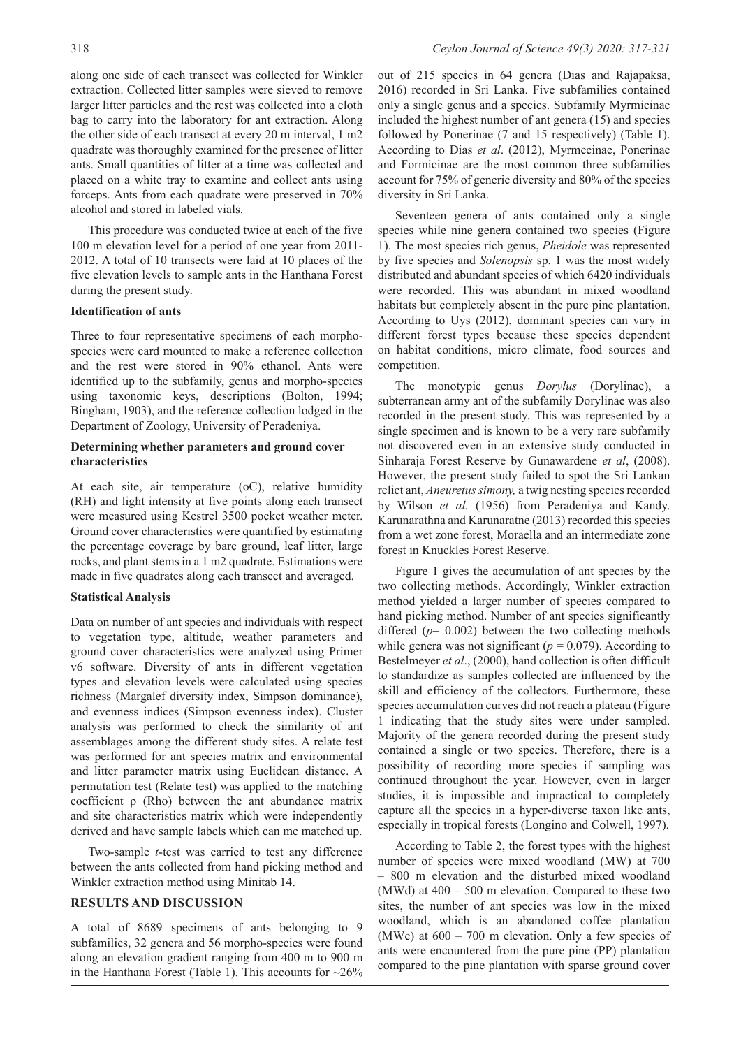along one side of each transect was collected for Winkler extraction. Collected litter samples were sieved to remove larger litter particles and the rest was collected into a cloth bag to carry into the laboratory for ant extraction. Along the other side of each transect at every 20 m interval, 1 m2 quadrate was thoroughly examined for the presence of litter ants. Small quantities of litter at a time was collected and placed on a white tray to examine and collect ants using forceps. Ants from each quadrate were preserved in 70% alcohol and stored in labeled vials.

This procedure was conducted twice at each of the five 100 m elevation level for a period of one year from 2011-2012. A total of 10 transects were laid at 10 places of the five elevation levels to sample ants in the Hanthana Forest during the present study.

### Identification of ants

Three to four representative specimens of each morpho-species were card mounted to make a reference collection and the rest were stored in 90% ethanol. Ants were identified up to the subfamily, genus and morpho-species using taxonomic keys, descriptions (Bolton, 1994; Bingham, 1903), and the reference collection lodged in the Department of Zoology, University of Peradeniya.

### Determining whether parameters and ground cover characteristics

At each site, air temperature (oC), relative humidity (RH) and light intensity at five points along each transect were measured using Kestrel 3500 pocket weather meter. Ground cover characteristics were quantified by estimating the percentage coverage by bare ground, leaf litter, large rocks, and plant stems in a 1 m2 quadrate. Estimations were made in five quadrates along each transect and averaged.

### Statistical Analysis

Data on number of ant species and individuals with respect to vegetation type, altitude, weather parameters and ground cover characteristics were analyzed using Primer v6 software. Diversity of ants in different vegetation types and elevation levels were calculated using species richness (Margalef diversity index, Simpson dominance), and evenness indices (Simpson evenness index). Cluster analysis was performed to check the similarity of ant assemblages among the different study sites. A relate test was performed for ant species matrix and environmental and litter parameter matrix using Euclidean distance. A permutation test (Relate test) was applied to the matching coefficient ρ (Rho) between the ant abundance matrix and site characteristics matrix which were independently derived and have sample labels which can me matched up.

Two-sample *t*-test was carried to test any difference between the ants collected from hand picking method and Winkler extraction method using Minitab 14.

## RESULTS AND DISCUSSION

A total of 8689 specimens of ants belonging to 9 subfamilies, 32 genera and 56 morpho-species were found along an elevation gradient ranging from 400 m to 900 m in the Hanthana Forest (Table 1). This accounts for ~26% out of 215 species in 64 genera (Dias and Rajapaksa, 2016) recorded in Sri Lanka. Five subfamilies contained only a single genus and a species. Subfamily Myrmicinae included the highest number of ant genera (15) and species followed by Ponerinae (7 and 15 respectively) (Table 1). According to Dias *et al*. (2012), Myrmecinae, Ponerinae and Formicinae are the most common three subfamilies account for 75% of generic diversity and 80% of the species diversity in Sri Lanka.

Seventeen genera of ants contained only a single species while nine genera contained two species (Figure 1). The most species rich genus, *Pheidole* was represented by five species and *Solenopsis* sp. 1 was the most widely distributed and abundant species of which 6420 individuals were recorded. This was abundant in mixed woodland habitats but completely absent in the pure pine plantation. According to Uys (2012), dominant species can vary in different forest types because these species dependent on habitat conditions, micro climate, food sources and competition.

The monotypic genus *Dorylus* (Dorylinae), a subterranean army ant of the subfamily Dorylinae was also recorded in the present study. This was represented by a single specimen and is known to be a very rare subfamily not discovered even in an extensive study conducted in Sinharaja Forest Reserve by Gunawardene *et al*, (2008). However, the present study failed to spot the Sri Lankan relict ant, *Aneuretus simony,* a twig nesting species recorded by Wilson *et al.* (1956) from Peradeniya and Kandy. Karunarathna and Karunaratne (2013) recorded this species from a wet zone forest, Moraella and an intermediate zone forest in Knuckles Forest Reserve.

Figure 1 gives the accumulation of ant species by the two collecting methods. Accordingly, Winkler extraction method yielded a larger number of species compared to hand picking method. Number of ant species significantly differed ($p$= 0.002) between the two collecting methods while genera was not significant ($p$ = 0.079). According to Bestelmeyer *et al*., (2000), hand collection is often difficult to standardize as samples collected are influenced by the skill and efficiency of the collectors. Furthermore, these species accumulation curves did not reach a plateau (Figure 1 indicating that the study sites were under sampled. Majority of the genera recorded during the present study contained a single or two species. Therefore, there is a possibility of recording more species if sampling was continued throughout the year. However, even in larger studies, it is impossible and impractical to completely capture all the species in a hyper-diverse taxon like ants, especially in tropical forests (Longino and Colwell, 1997).

According to Table 2, the forest types with the highest number of species were mixed woodland (MW) at 700 – 800 m elevation and the disturbed mixed woodland (MWd) at 400 – 500 m elevation. Compared to these two sites, the number of ant species was low in the mixed woodland, which is an abandoned coffee plantation (MWc) at 600 – 700 m elevation. Only a few species of ants were encountered from the pure pine (PP) plantation compared to the pine plantation with sparse ground cover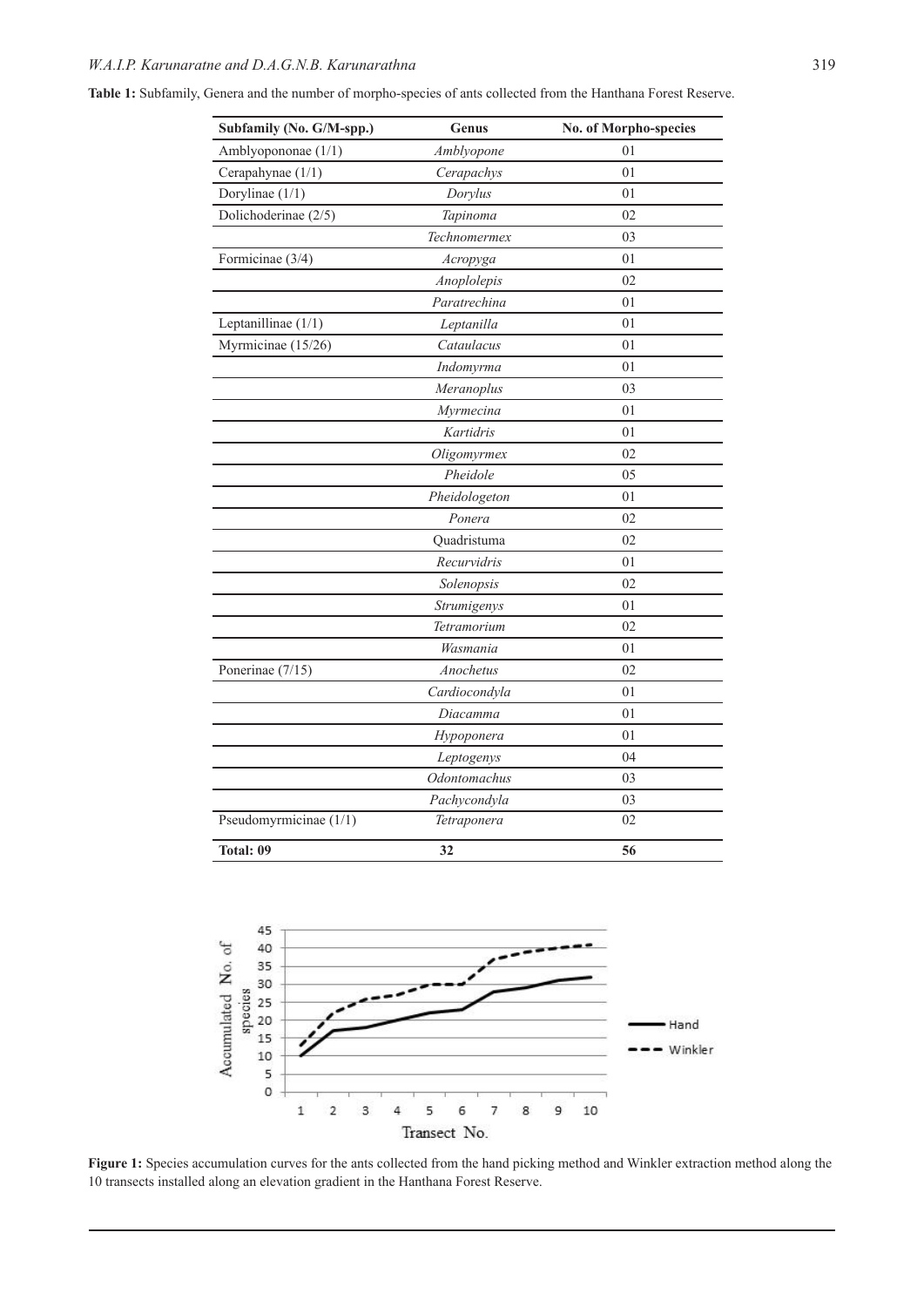**Table 1:** Subfamily, Genera and the number of morpho-species of ants collected from the Hanthana Forest Reserve.

| Subfamily (No. G/M-spp.) | Genus | No. of Morpho-species |
|---|---|---|
| Amblyopononae (1/1) | *Amblyopone* | 01 |
| Cerapahynae (1/1) | *Cerapachys* | 01 |
| Dorylinae (1/1) | *Dorylus* | 01 |
| Dolichoderinae (2/5) | *Tapinoma* | 02 |
| | *Technomermex* | 03 |
| Formicinae (3/4) | *Acropyga* | 01 |
| | *Anoplolepis* | 02 |
| | *Paratrechina* | 01 |
| Leptanillinae (1/1) | *Leptanilla* | 01 |
| Myrmicinae (15/26) | *Cataulacus* | 01 |
| | *Indomyrma* | 01 |
| | *Meranoplus* | 03 |
| | *Myrmecina* | 01 |
| | *Kartidris* | 01 |
| | *Oligomyrmex* | 02 |
| | *Pheidole* | 05 |
| | *Pheidologeton* | 01 |
| | *Ponera* | 02 |
| | Quadristuma | 02 |
| | *Recurvidris* | 01 |
| | *Solenopsis* | 02 |
| | *Strumigenys* | 01 |
| | *Tetramorium* | 02 |
| | *Wasmania* | 01 |
| Ponerinae (7/15) | *Anochetus* | 02 |
| | *Cardiocondyla* | 01 |
| | *Diacamma* | 01 |
| | *Hypoponera* | 01 |
| | *Leptogenys* | 04 |
| | *Odontomachus* | 03 |
| | *Pachycondyla* | 03 |
| Pseudomyrmicinae (1/1) | *Tetraponera* | 02 |
| **Total: 09** | **32** | **56** |

**Figure 1:** Species accumulation curves for the ants collected from the hand picking method and Winkler extraction method along the 10 transects installed along an elevation gradient in the Hanthana Forest Reserve.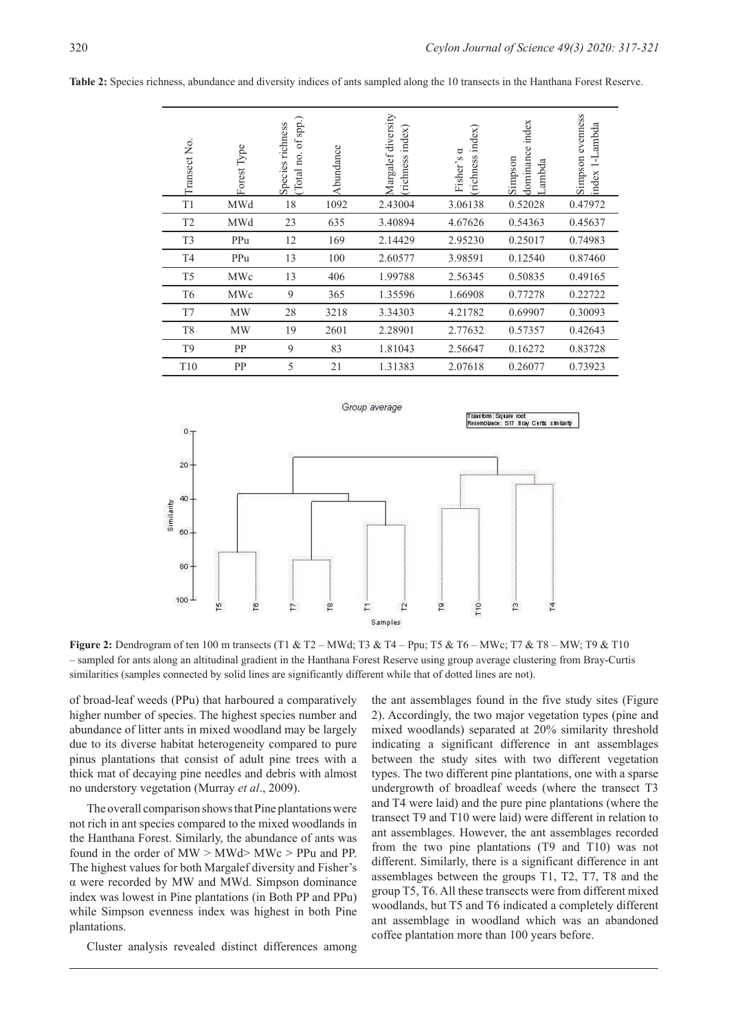**Table 2:** Species richness, abundance and diversity indices of ants sampled along the 10 transects in the Hanthana Forest Reserve.

| Transect No. | Forest Type | Species richness (Total no. of spp.) | Abundance | Margalef diversity (richness index) | Fisher's α (richness index) | Simpson dominance index Lambda | Simpson evenness index 1-Lambda |
|---|---|---|---|---|---|---|---|
| T1 | MWd | 18 | 1092 | 2.43004 | 3.06138 | 0.52028 | 0.47972 |
| T2 | MWd | 23 | 635 | 3.40894 | 4.67626 | 0.54363 | 0.45637 |
| T3 | PPu | 12 | 169 | 2.14429 | 2.95230 | 0.25017 | 0.74983 |
| T4 | PPu | 13 | 100 | 2.60577 | 3.98591 | 0.12540 | 0.87460 |
| T5 | MWc | 13 | 406 | 1.99788 | 2.56345 | 0.50835 | 0.49165 |
| T6 | MWc | 9 | 365 | 1.35596 | 1.66908 | 0.77278 | 0.22722 |
| T7 | MW | 28 | 3218 | 3.34303 | 4.21782 | 0.69907 | 0.30093 |
| T8 | MW | 19 | 2601 | 2.28901 | 2.77632 | 0.57357 | 0.42643 |
| T9 | PP | 9 | 83 | 1.81043 | 2.56647 | 0.16272 | 0.83728 |
| T10 | PP | 5 | 21 | 1.31383 | 2.07618 | 0.26077 | 0.73923 |

**Figure 2:** Dendrogram of ten 100 m transects (T1 & T2 – MWd; T3 & T4 – Ppu; T5 & T6 – MWc; T7 & T8 – MW; T9 & T10 – sampled for ants along an altitudinal gradient in the Hanthana Forest Reserve using group average clustering from Bray-Curtis similarities (samples connected by solid lines are significantly different while that of dotted lines are not).

of broad-leaf weeds (PPu) that harboured a comparatively higher number of species. The highest species number and abundance of litter ants in mixed woodland may be largely due to its diverse habitat heterogeneity compared to pure pinus plantations that consist of adult pine trees with a thick mat of decaying pine needles and debris with almost no understory vegetation (Murray *et al*., 2009).

The overall comparison shows that Pine plantations were not rich in ant species compared to the mixed woodlands in the Hanthana Forest. Similarly, the abundance of ants was found in the order of MW > MWd> MWc > PPu and PP. The highest values for both Margalef diversity and Fisher's α were recorded by MW and MWd. Simpson dominance index was lowest in Pine plantations (in Both PP and PPu) while Simpson evenness index was highest in both Pine plantations.

Cluster analysis revealed distinct differences among the ant assemblages found in the five study sites (Figure 2). Accordingly, the two major vegetation types (pine and mixed woodlands) separated at 20% similarity threshold indicating a significant difference in ant assemblages between the study sites with two different vegetation types. The two different pine plantations, one with a sparse undergrowth of broadleaf weeds (where the transect T3 and T4 were laid) and the pure pine plantations (where the transect T9 and T10 were laid) were different in relation to ant assemblages. However, the ant assemblages recorded from the two pine plantations (T9 and T10) was not different. Similarly, there is a significant difference in ant assemblages between the groups T1, T2, T7, T8 and the group T5, T6. All these transects were from different mixed woodlands, but T5 and T6 indicated a completely different ant assemblage in woodland which was an abandoned coffee plantation more than 100 years before.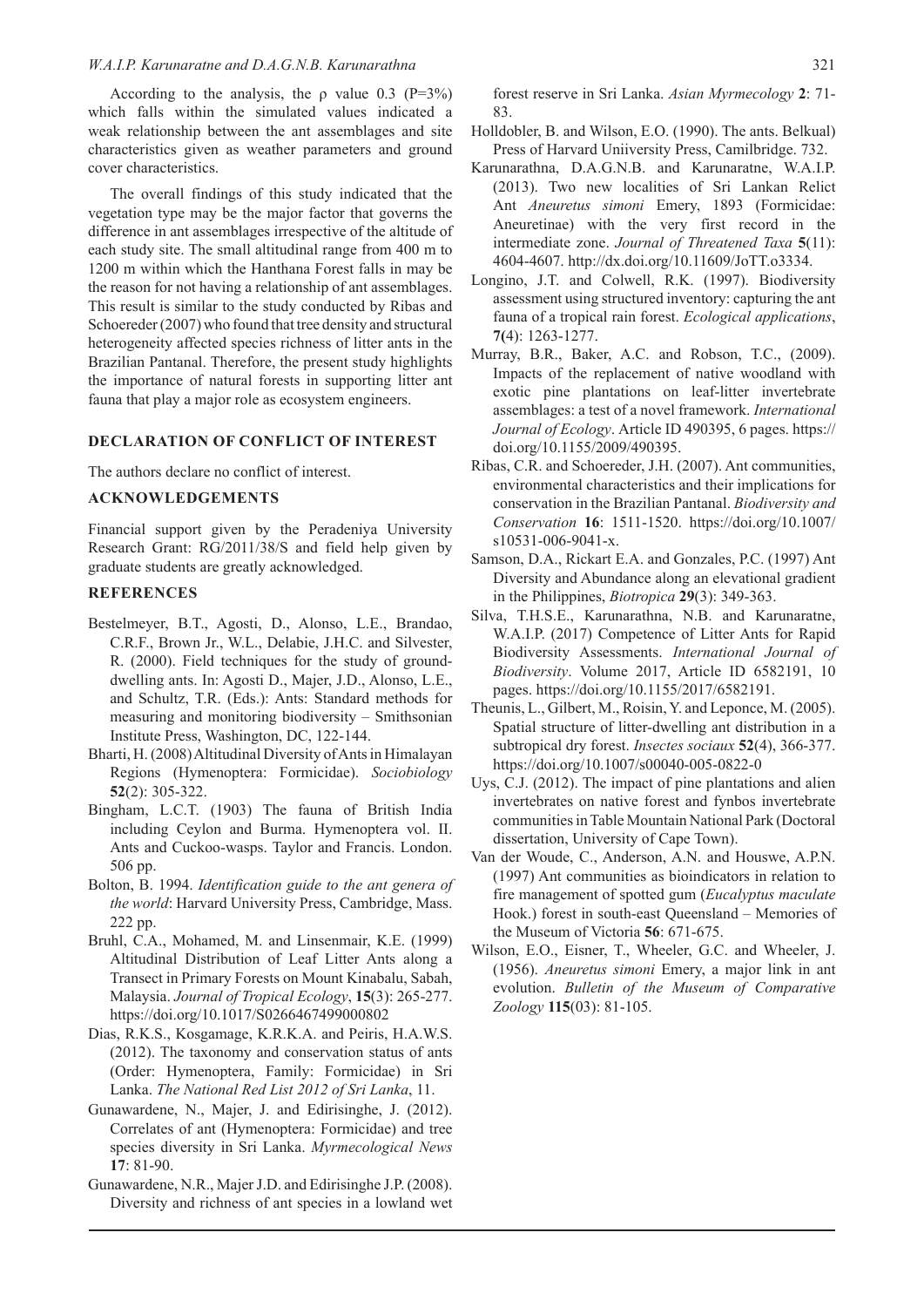According to the analysis, the ρ value 0.3 (P=3%) which falls within the simulated values indicated a weak relationship between the ant assemblages and site characteristics given as weather parameters and ground cover characteristics.

The overall findings of this study indicated that the vegetation type may be the major factor that governs the difference in ant assemblages irrespective of the altitude of each study site. The small altitudinal range from 400 m to 1200 m within which the Hanthana Forest falls in may be the reason for not having a relationship of ant assemblages. This result is similar to the study conducted by Ribas and Schoereder (2007) who found that tree density and structural heterogeneity affected species richness of litter ants in the Brazilian Pantanal. Therefore, the present study highlights the importance of natural forests in supporting litter ant fauna that play a major role as ecosystem engineers.

## DECLARATION OF CONFLICT OF INTEREST

The authors declare no conflict of interest.

## ACKNOWLEDGEMENTS

Financial support given by the Peradeniya University Research Grant: RG/2011/38/S and field help given by graduate students are greatly acknowledged.

## REFERENCES

Bestelmeyer, B.T., Agosti, D., Alonso, L.E., Brandao, C.R.F., Brown Jr., W.L., Delabie, J.H.C. and Silvester, R. (2000). Field techniques for the study of ground-dwelling ants. In: Agosti D., Majer, J.D., Alonso, L.E., and Schultz, T.R. (Eds.): Ants: Standard methods for measuring and monitoring biodiversity – Smithsonian Institute Press, Washington, DC, 122-144.

Bharti, H. (2008) Altitudinal Diversity of Ants in Himalayan Regions (Hymenoptera: Formicidae). *Sociobiology* **52**(2): 305-322.

Bingham, L.C.T. (1903) The fauna of British India including Ceylon and Burma. Hymenoptera vol. II. Ants and Cuckoo-wasps. Taylor and Francis. London. 506 pp.

Bolton, B. 1994. *Identification guide to the ant genera of the world*: Harvard University Press, Cambridge, Mass. 222 pp.

Bruhl, C.A., Mohamed, M. and Linsenmair, K.E. (1999) Altitudinal Distribution of Leaf Litter Ants along a Transect in Primary Forests on Mount Kinabalu, Sabah, Malaysia. *Journal of Tropical Ecology*, **15**(3): 265-277. https://doi.org/10.1017/S0266467499000802

Dias, R.K.S., Kosgamage, K.R.K.A. and Peiris, H.A.W.S. (2012). The taxonomy and conservation status of ants (Order: Hymenoptera, Family: Formicidae) in Sri Lanka. *The National Red List 2012 of Sri Lanka*, 11.

Gunawardene, N., Majer, J. and Edirisinghe, J. (2012). Correlates of ant (Hymenoptera: Formicidae) and tree species diversity in Sri Lanka. *Myrmecological News* **17**: 81-90.

Gunawardene, N.R., Majer J.D. and Edirisinghe J.P. (2008). Diversity and richness of ant species in a lowland wet forest reserve in Sri Lanka. *Asian Myrmecology* **2**: 71-83.

Holldobler, B. and Wilson, E.O. (1990). The ants. Belkual) Press of Harvard Uniiversity Press, Camilbridge. 732.

Karunarathna, D.A.G.N.B. and Karunaratne, W.A.I.P. (2013). Two new localities of Sri Lankan Relict Ant *Aneuretus simoni* Emery, 1893 (Formicidae: Aneuretinae) with the very first record in the intermediate zone. *Journal of Threatened Taxa* **5**(11): 4604-4607. http://dx.doi.org/10.11609/JoTT.o3334.

Longino, J.T. and Colwell, R.K. (1997). Biodiversity assessment using structured inventory: capturing the ant fauna of a tropical rain forest. *Ecological applications*, **7(**4): 1263-1277.

Murray, B.R., Baker, A.C. and Robson, T.C., (2009). Impacts of the replacement of native woodland with exotic pine plantations on leaf-litter invertebrate assemblages: a test of a novel framework. *International Journal of Ecology*. Article ID 490395, 6 pages. https://doi.org/10.1155/2009/490395.

Ribas, C.R. and Schoereder, J.H. (2007). Ant communities, environmental characteristics and their implications for conservation in the Brazilian Pantanal. *Biodiversity and Conservation* **16**: 1511-1520. https://doi.org/10.1007/s10531-006-9041-x.

Samson, D.A., Rickart E.A. and Gonzales, P.C. (1997) Ant Diversity and Abundance along an elevational gradient in the Philippines, *Biotropica* **29**(3): 349-363.

Silva, T.H.S.E., Karunarathna, N.B. and Karunaratne, W.A.I.P. (2017) Competence of Litter Ants for Rapid Biodiversity Assessments. *International Journal of Biodiversity*. Volume 2017, Article ID 6582191, 10 pages. https://doi.org/10.1155/2017/6582191.

Theunis, L., Gilbert, M., Roisin, Y. and Leponce, M. (2005). Spatial structure of litter-dwelling ant distribution in a subtropical dry forest. *Insectes sociaux* **52**(4), 366-377. https://doi.org/10.1007/s00040-005-0822-0

Uys, C.J. (2012). The impact of pine plantations and alien invertebrates on native forest and fynbos invertebrate communities in Table Mountain National Park (Doctoral dissertation, University of Cape Town).

Van der Woude, C., Anderson, A.N. and Houswe, A.P.N. (1997) Ant communities as bioindicators in relation to fire management of spotted gum (*Eucalyptus maculate* Hook.) forest in south-east Queensland – Memories of the Museum of Victoria **56**: 671-675.

Wilson, E.O., Eisner, T., Wheeler, G.C. and Wheeler, J. (1956). *Aneuretus simoni* Emery, a major link in ant evolution. *Bulletin of the Museum of Comparative Zoology* **115**(03): 81-105.